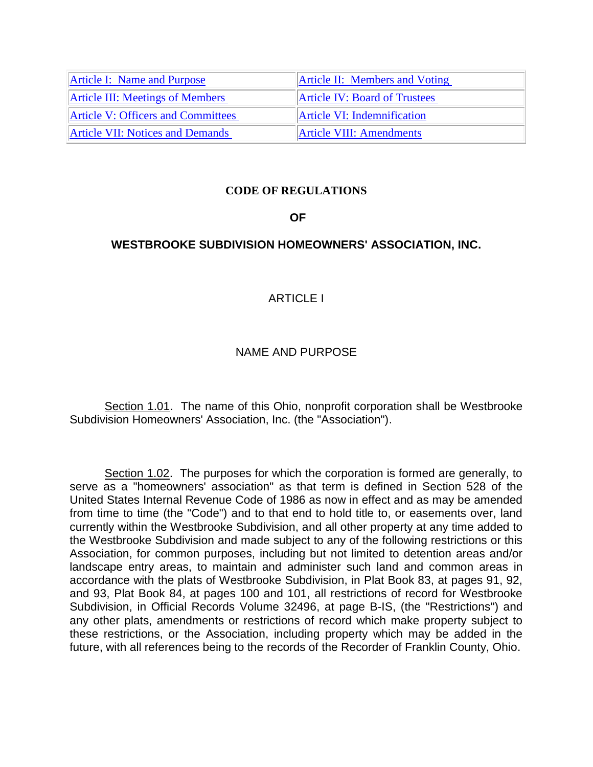| Article I: Name and Purpose | Article II: Members and Voting |
|---|---|
| Article III: Meetings of Members | Article IV: Board of Trustees |
| Article V: Officers and Committees | Article VI: Indemnification |
| Article VII: Notices and Demands | Article VIII: Amendments |

# CODE OF REGULATIONS

# OF

# WESTBROOKE SUBDIVISION HOMEOWNERS' ASSOCIATION, INC.

## ARTICLE I

## NAME AND PURPOSE

Section 1.01. The name of this Ohio, nonprofit corporation shall be Westbrooke Subdivision Homeowners' Association, Inc. (the "Association").

Section 1.02. The purposes for which the corporation is formed are generally, to serve as a "homeowners' association" as that term is defined in Section 528 of the United States Internal Revenue Code of 1986 as now in effect and as may be amended from time to time (the "Code") and to that end to hold title to, or easements over, land currently within the Westbrooke Subdivision, and all other property at any time added to the Westbrooke Subdivision and made subject to any of the following restrictions or this Association, for common purposes, including but not limited to detention areas and/or landscape entry areas, to maintain and administer such land and common areas in accordance with the plats of Westbrooke Subdivision, in Plat Book 83, at pages 91, 92, and 93, Plat Book 84, at pages 100 and 101, all restrictions of record for Westbrooke Subdivision, in Official Records Volume 32496, at page B-IS, (the "Restrictions") and any other plats, amendments or restrictions of record which make property subject to these restrictions, or the Association, including property which may be added in the future, with all references being to the records of the Recorder of Franklin County, Ohio.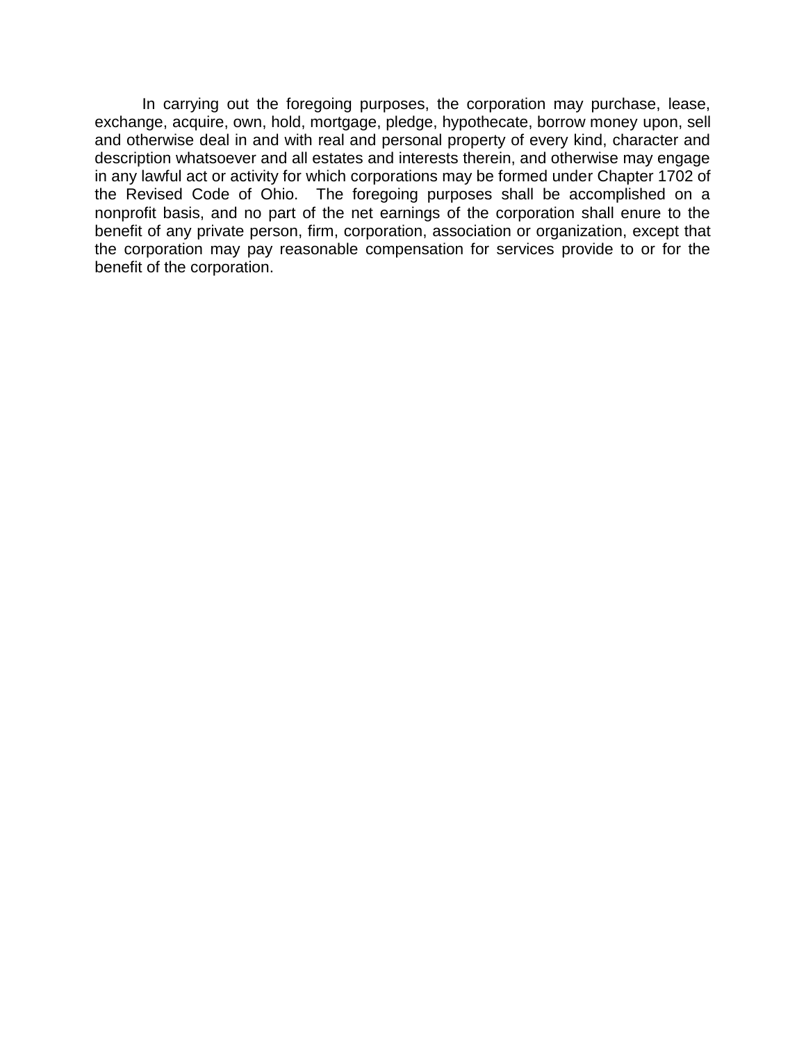In carrying out the foregoing purposes, the corporation may purchase, lease, exchange, acquire, own, hold, mortgage, pledge, hypothecate, borrow money upon, sell and otherwise deal in and with real and personal property of every kind, character and description whatsoever and all estates and interests therein, and otherwise may engage in any lawful act or activity for which corporations may be formed under Chapter 1702 of the Revised Code of Ohio. The foregoing purposes shall be accomplished on a nonprofit basis, and no part of the net earnings of the corporation shall enure to the benefit of any private person, firm, corporation, association or organization, except that the corporation may pay reasonable compensation for services provide to or for the benefit of the corporation.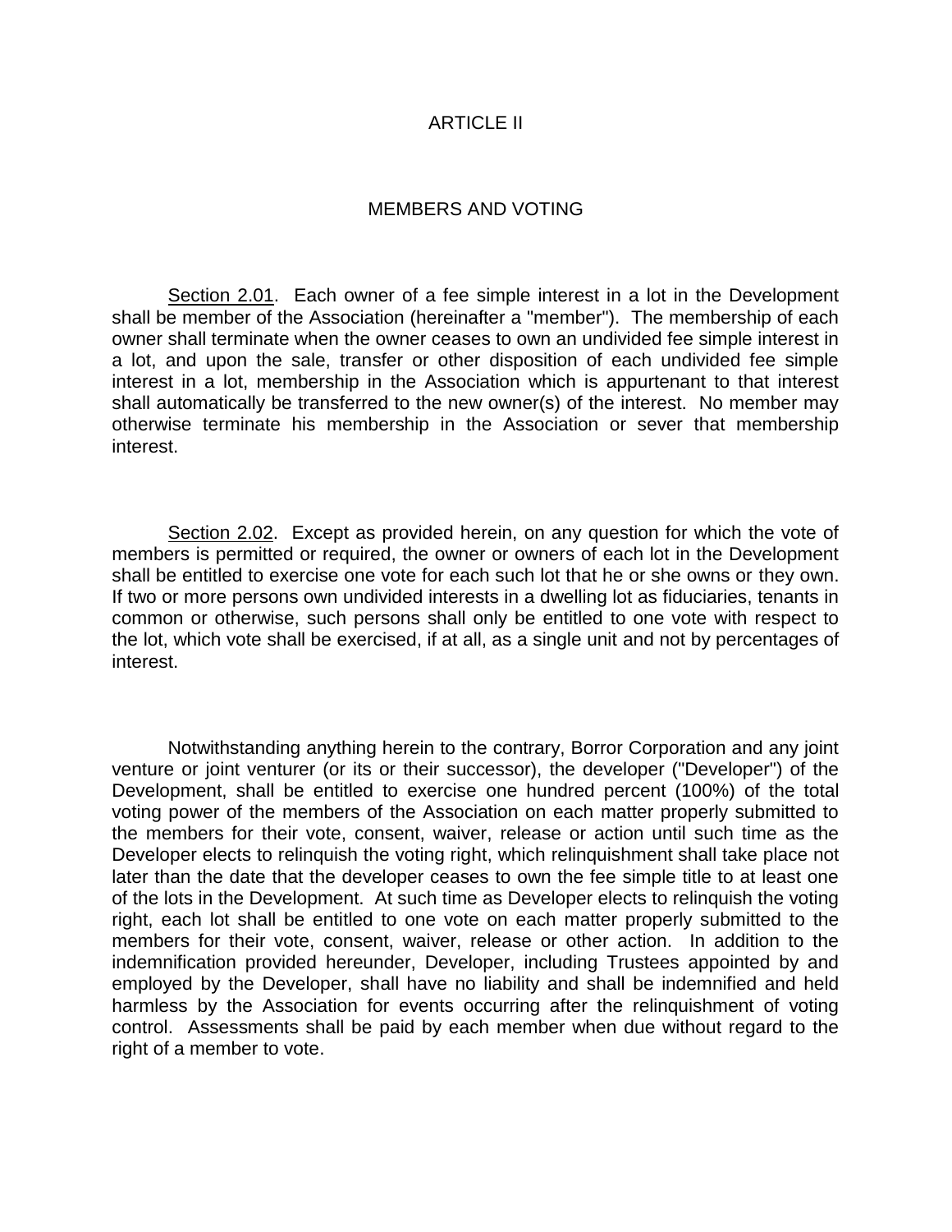# ARTICLE II

## MEMBERS AND VOTING

Section 2.01. Each owner of a fee simple interest in a lot in the Development shall be member of the Association (hereinafter a "member"). The membership of each owner shall terminate when the owner ceases to own an undivided fee simple interest in a lot, and upon the sale, transfer or other disposition of each undivided fee simple interest in a lot, membership in the Association which is appurtenant to that interest shall automatically be transferred to the new owner(s) of the interest. No member may otherwise terminate his membership in the Association or sever that membership interest.

Section 2.02. Except as provided herein, on any question for which the vote of members is permitted or required, the owner or owners of each lot in the Development shall be entitled to exercise one vote for each such lot that he or she owns or they own. If two or more persons own undivided interests in a dwelling lot as fiduciaries, tenants in common or otherwise, such persons shall only be entitled to one vote with respect to the lot, which vote shall be exercised, if at all, as a single unit and not by percentages of interest.

Notwithstanding anything herein to the contrary, Borror Corporation and any joint venture or joint venturer (or its or their successor), the developer ("Developer") of the Development, shall be entitled to exercise one hundred percent (100%) of the total voting power of the members of the Association on each matter properly submitted to the members for their vote, consent, waiver, release or action until such time as the Developer elects to relinquish the voting right, which relinquishment shall take place not later than the date that the developer ceases to own the fee simple title to at least one of the lots in the Development. At such time as Developer elects to relinquish the voting right, each lot shall be entitled to one vote on each matter properly submitted to the members for their vote, consent, waiver, release or other action. In addition to the indemnification provided hereunder, Developer, including Trustees appointed by and employed by the Developer, shall have no liability and shall be indemnified and held harmless by the Association for events occurring after the relinquishment of voting control. Assessments shall be paid by each member when due without regard to the right of a member to vote.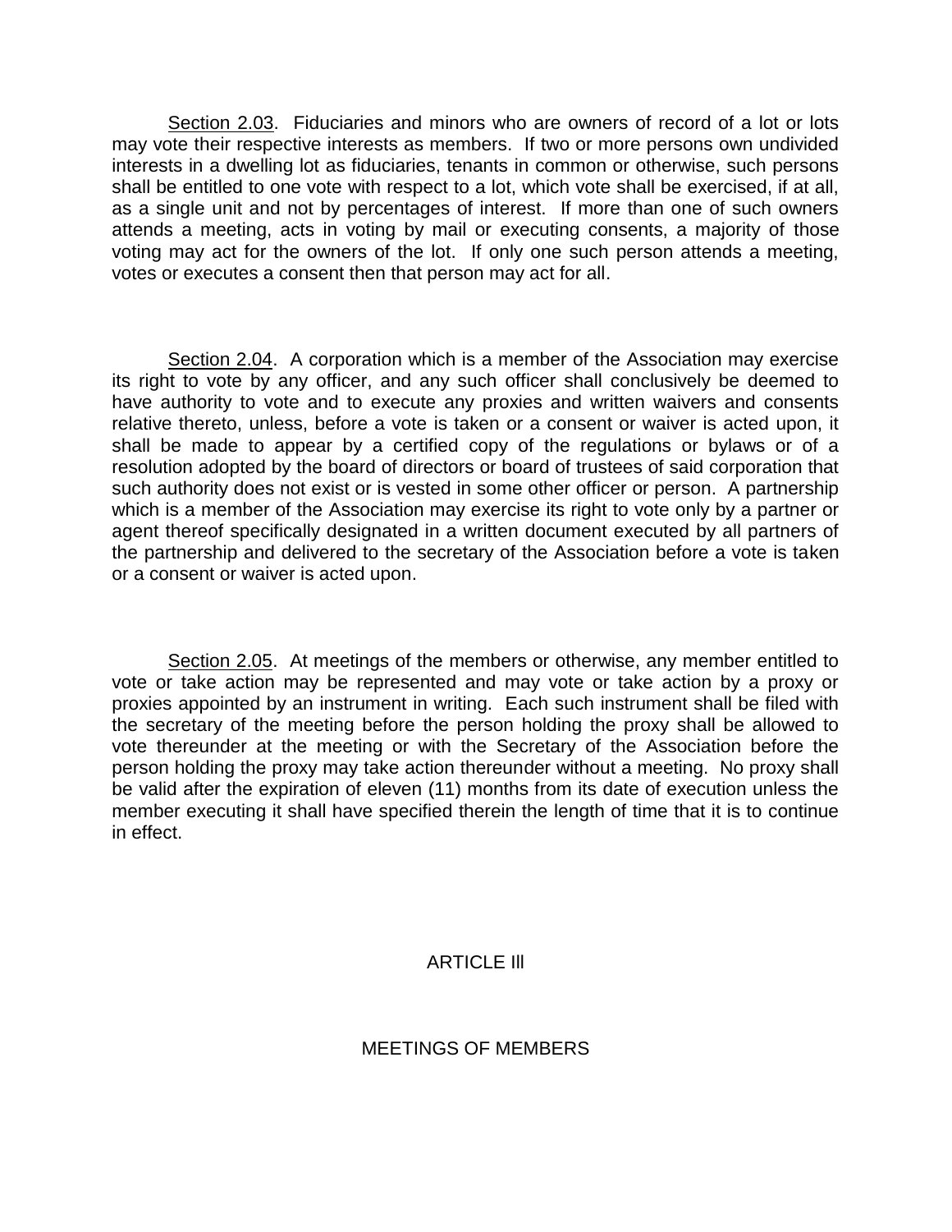<u>Section 2.03</u>. Fiduciaries and minors who are owners of record of a lot or lots may vote their respective interests as members. If two or more persons own undivided interests in a dwelling lot as fiduciaries, tenants in common or otherwise, such persons shall be entitled to one vote with respect to a lot, which vote shall be exercised, if at all, as a single unit and not by percentages of interest. If more than one of such owners attends a meeting, acts in voting by mail or executing consents, a majority of those voting may act for the owners of the lot. If only one such person attends a meeting, votes or executes a consent then that person may act for all.

<u>Section 2.04</u>. A corporation which is a member of the Association may exercise its right to vote by any officer, and any such officer shall conclusively be deemed to have authority to vote and to execute any proxies and written waivers and consents relative thereto, unless, before a vote is taken or a consent or waiver is acted upon, it shall be made to appear by a certified copy of the regulations or bylaws or of a resolution adopted by the board of directors or board of trustees of said corporation that such authority does not exist or is vested in some other officer or person. A partnership which is a member of the Association may exercise its right to vote only by a partner or agent thereof specifically designated in a written document executed by all partners of the partnership and delivered to the secretary of the Association before a vote is taken or a consent or waiver is acted upon.

<u>Section 2.05</u>. At meetings of the members or otherwise, any member entitled to vote or take action may be represented and may vote or take action by a proxy or proxies appointed by an instrument in writing. Each such instrument shall be filed with the secretary of the meeting before the person holding the proxy shall be allowed to vote thereunder at the meeting or with the Secretary of the Association before the person holding the proxy may take action thereunder without a meeting. No proxy shall be valid after the expiration of eleven (11) months from its date of execution unless the member executing it shall have specified therein the length of time that it is to continue in effect.

## ARTICLE Ill

## MEETINGS OF MEMBERS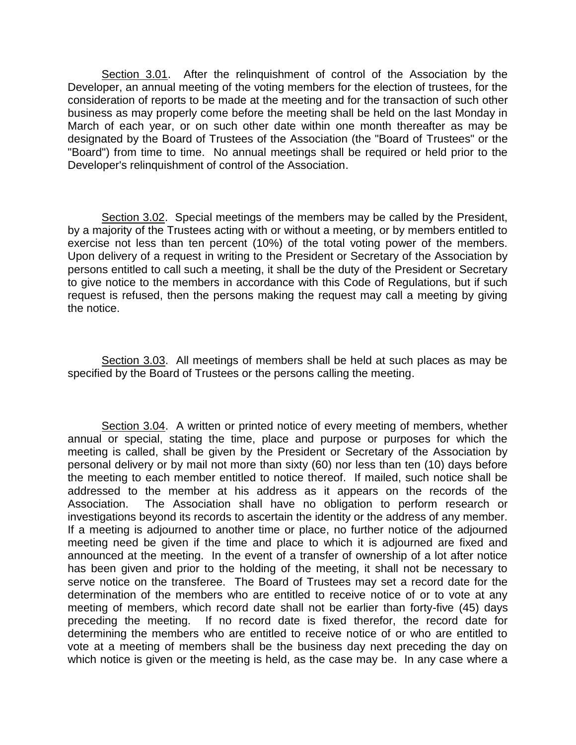<u>Section 3.01</u>. After the relinquishment of control of the Association by the Developer, an annual meeting of the voting members for the election of trustees, for the consideration of reports to be made at the meeting and for the transaction of such other business as may properly come before the meeting shall be held on the last Monday in March of each year, or on such other date within one month thereafter as may be designated by the Board of Trustees of the Association (the "Board of Trustees" or the "Board") from time to time. No annual meetings shall be required or held prior to the Developer's relinquishment of control of the Association.

<u>Section 3.02</u>. Special meetings of the members may be called by the President, by a majority of the Trustees acting with or without a meeting, or by members entitled to exercise not less than ten percent (10%) of the total voting power of the members. Upon delivery of a request in writing to the President or Secretary of the Association by persons entitled to call such a meeting, it shall be the duty of the President or Secretary to give notice to the members in accordance with this Code of Regulations, but if such request is refused, then the persons making the request may call a meeting by giving the notice.

<u>Section 3.03</u>. All meetings of members shall be held at such places as may be specified by the Board of Trustees or the persons calling the meeting.

<u>Section 3.04</u>. A written or printed notice of every meeting of members, whether annual or special, stating the time, place and purpose or purposes for which the meeting is called, shall be given by the President or Secretary of the Association by personal delivery or by mail not more than sixty (60) nor less than ten (10) days before the meeting to each member entitled to notice thereof. If mailed, such notice shall be addressed to the member at his address as it appears on the records of the Association. The Association shall have no obligation to perform research or investigations beyond its records to ascertain the identity or the address of any member. If a meeting is adjourned to another time or place, no further notice of the adjourned meeting need be given if the time and place to which it is adjourned are fixed and announced at the meeting. In the event of a transfer of ownership of a lot after notice has been given and prior to the holding of the meeting, it shall not be necessary to serve notice on the transferee. The Board of Trustees may set a record date for the determination of the members who are entitled to receive notice of or to vote at any meeting of members, which record date shall not be earlier than forty-five (45) days preceding the meeting. If no record date is fixed therefor, the record date for determining the members who are entitled to receive notice of or who are entitled to vote at a meeting of members shall be the business day next preceding the day on which notice is given or the meeting is held, as the case may be. In any case where a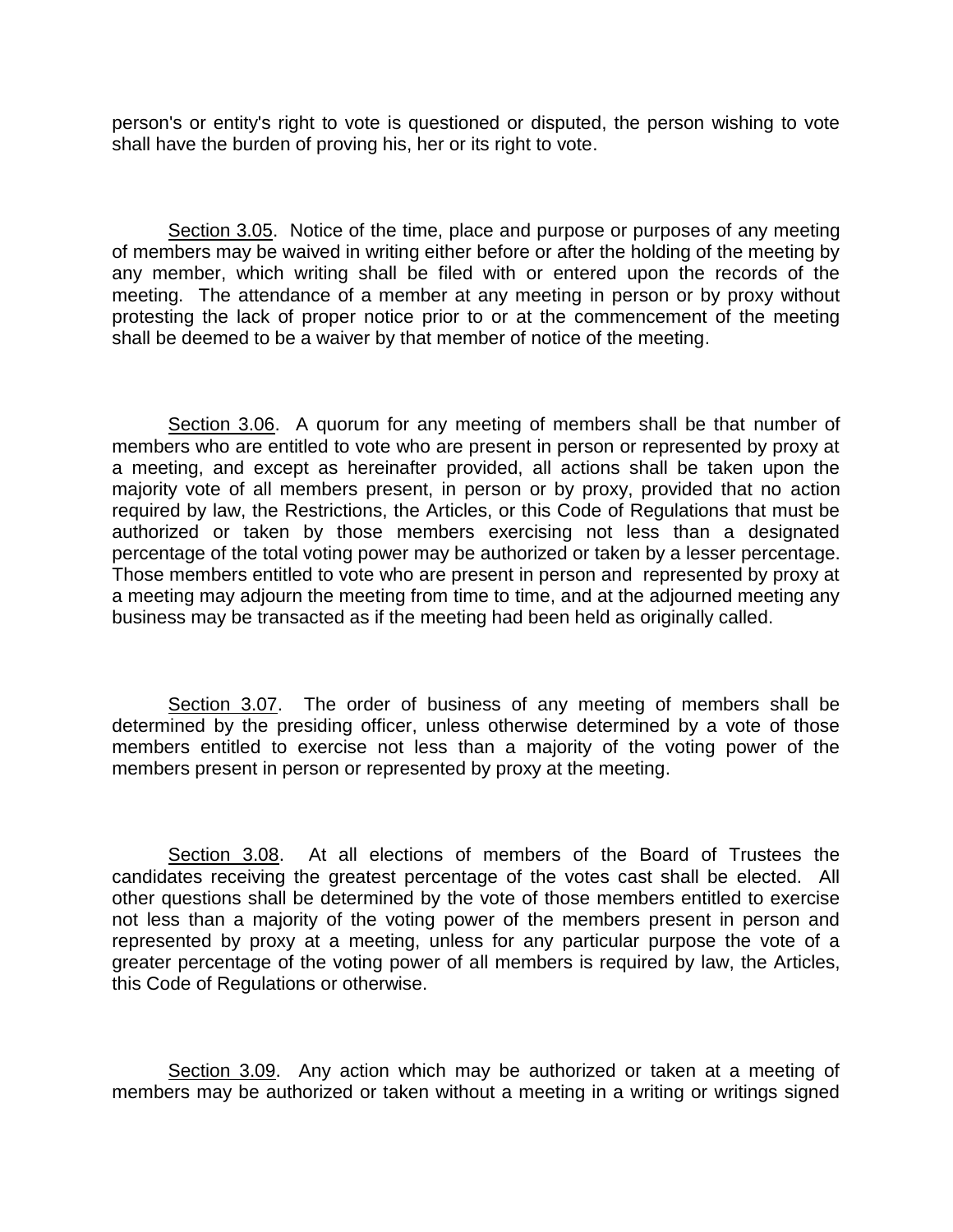person's or entity's right to vote is questioned or disputed, the person wishing to vote shall have the burden of proving his, her or its right to vote.

<u>Section 3.05</u>. Notice of the time, place and purpose or purposes of any meeting of members may be waived in writing either before or after the holding of the meeting by any member, which writing shall be filed with or entered upon the records of the meeting. The attendance of a member at any meeting in person or by proxy without protesting the lack of proper notice prior to or at the commencement of the meeting shall be deemed to be a waiver by that member of notice of the meeting.

<u>Section 3.06</u>. A quorum for any meeting of members shall be that number of members who are entitled to vote who are present in person or represented by proxy at a meeting, and except as hereinafter provided, all actions shall be taken upon the majority vote of all members present, in person or by proxy, provided that no action required by law, the Restrictions, the Articles, or this Code of Regulations that must be authorized or taken by those members exercising not less than a designated percentage of the total voting power may be authorized or taken by a lesser percentage. Those members entitled to vote who are present in person and represented by proxy at a meeting may adjourn the meeting from time to time, and at the adjourned meeting any business may be transacted as if the meeting had been held as originally called.

<u>Section 3.07</u>. The order of business of any meeting of members shall be determined by the presiding officer, unless otherwise determined by a vote of those members entitled to exercise not less than a majority of the voting power of the members present in person or represented by proxy at the meeting.

<u>Section 3.08</u>. At all elections of members of the Board of Trustees the candidates receiving the greatest percentage of the votes cast shall be elected. All other questions shall be determined by the vote of those members entitled to exercise not less than a majority of the voting power of the members present in person and represented by proxy at a meeting, unless for any particular purpose the vote of a greater percentage of the voting power of all members is required by law, the Articles, this Code of Regulations or otherwise.

<u>Section 3.09</u>. Any action which may be authorized or taken at a meeting of members may be authorized or taken without a meeting in a writing or writings signed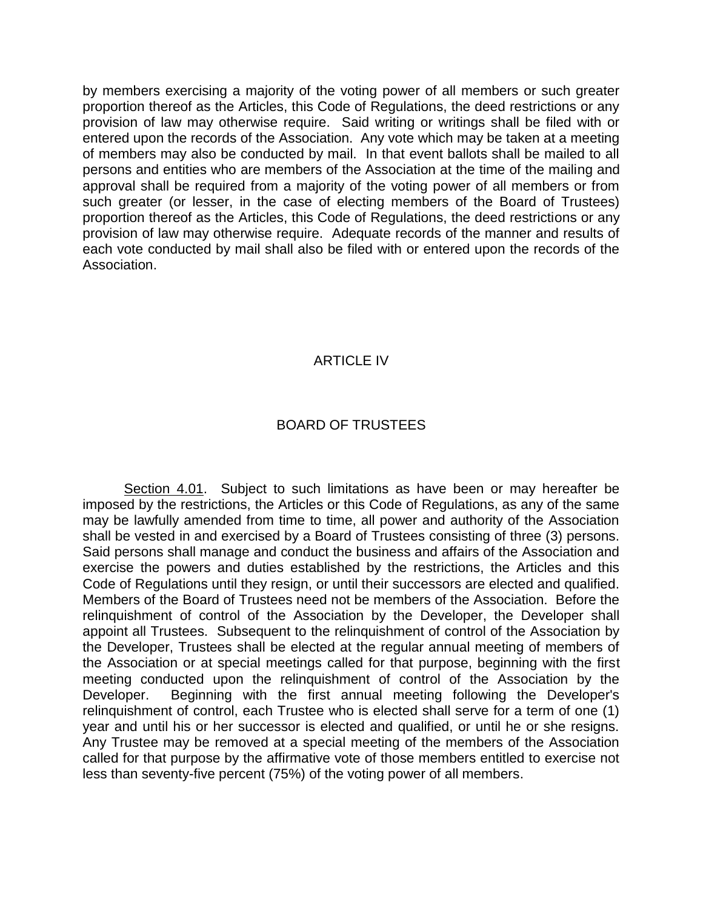by members exercising a majority of the voting power of all members or such greater proportion thereof as the Articles, this Code of Regulations, the deed restrictions or any provision of law may otherwise require. Said writing or writings shall be filed with or entered upon the records of the Association. Any vote which may be taken at a meeting of members may also be conducted by mail. In that event ballots shall be mailed to all persons and entities who are members of the Association at the time of the mailing and approval shall be required from a majority of the voting power of all members or from such greater (or lesser, in the case of electing members of the Board of Trustees) proportion thereof as the Articles, this Code of Regulations, the deed restrictions or any provision of law may otherwise require. Adequate records of the manner and results of each vote conducted by mail shall also be filed with or entered upon the records of the Association.

## ARTICLE IV

## BOARD OF TRUSTEES

Section 4.01. Subject to such limitations as have been or may hereafter be imposed by the restrictions, the Articles or this Code of Regulations, as any of the same may be lawfully amended from time to time, all power and authority of the Association shall be vested in and exercised by a Board of Trustees consisting of three (3) persons. Said persons shall manage and conduct the business and affairs of the Association and exercise the powers and duties established by the restrictions, the Articles and this Code of Regulations until they resign, or until their successors are elected and qualified. Members of the Board of Trustees need not be members of the Association. Before the relinquishment of control of the Association by the Developer, the Developer shall appoint all Trustees. Subsequent to the relinquishment of control of the Association by the Developer, Trustees shall be elected at the regular annual meeting of members of the Association or at special meetings called for that purpose, beginning with the first meeting conducted upon the relinquishment of control of the Association by the Developer. Beginning with the first annual meeting following the Developer's relinquishment of control, each Trustee who is elected shall serve for a term of one (1) year and until his or her successor is elected and qualified, or until he or she resigns. Any Trustee may be removed at a special meeting of the members of the Association called for that purpose by the affirmative vote of those members entitled to exercise not less than seventy-five percent (75%) of the voting power of all members.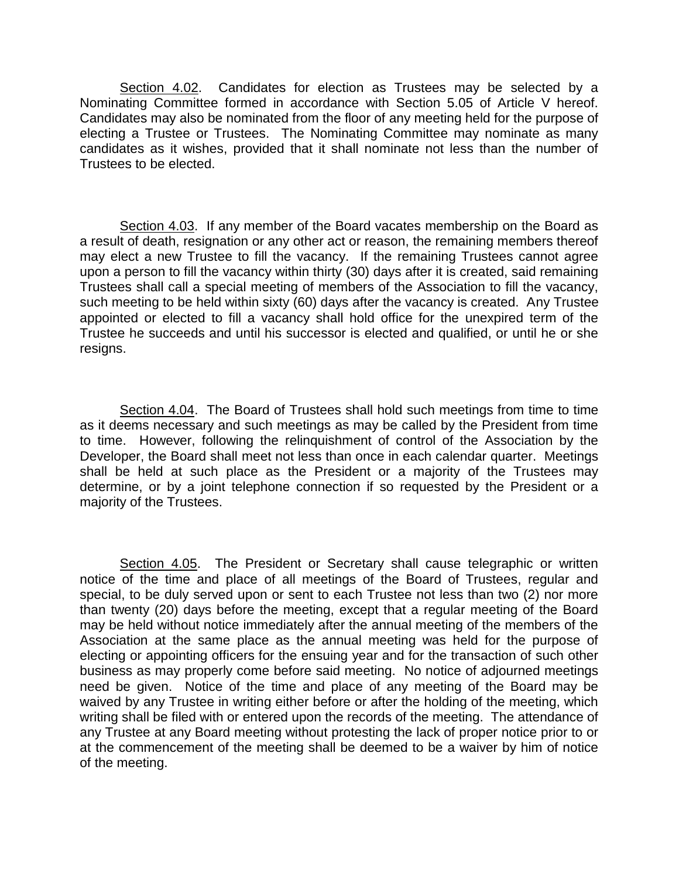<u>Section 4.02</u>. Candidates for election as Trustees may be selected by a Nominating Committee formed in accordance with Section 5.05 of Article V hereof. Candidates may also be nominated from the floor of any meeting held for the purpose of electing a Trustee or Trustees. The Nominating Committee may nominate as many candidates as it wishes, provided that it shall nominate not less than the number of Trustees to be elected.

<u>Section 4.03</u>. If any member of the Board vacates membership on the Board as a result of death, resignation or any other act or reason, the remaining members thereof may elect a new Trustee to fill the vacancy. If the remaining Trustees cannot agree upon a person to fill the vacancy within thirty (30) days after it is created, said remaining Trustees shall call a special meeting of members of the Association to fill the vacancy, such meeting to be held within sixty (60) days after the vacancy is created. Any Trustee appointed or elected to fill a vacancy shall hold office for the unexpired term of the Trustee he succeeds and until his successor is elected and qualified, or until he or she resigns.

<u>Section 4.04</u>. The Board of Trustees shall hold such meetings from time to time as it deems necessary and such meetings as may be called by the President from time to time. However, following the relinquishment of control of the Association by the Developer, the Board shall meet not less than once in each calendar quarter. Meetings shall be held at such place as the President or a majority of the Trustees may determine, or by a joint telephone connection if so requested by the President or a majority of the Trustees.

<u>Section 4.05</u>. The President or Secretary shall cause telegraphic or written notice of the time and place of all meetings of the Board of Trustees, regular and special, to be duly served upon or sent to each Trustee not less than two (2) nor more than twenty (20) days before the meeting, except that a regular meeting of the Board may be held without notice immediately after the annual meeting of the members of the Association at the same place as the annual meeting was held for the purpose of electing or appointing officers for the ensuing year and for the transaction of such other business as may properly come before said meeting. No notice of adjourned meetings need be given. Notice of the time and place of any meeting of the Board may be waived by any Trustee in writing either before or after the holding of the meeting, which writing shall be filed with or entered upon the records of the meeting. The attendance of any Trustee at any Board meeting without protesting the lack of proper notice prior to or at the commencement of the meeting shall be deemed to be a waiver by him of notice of the meeting.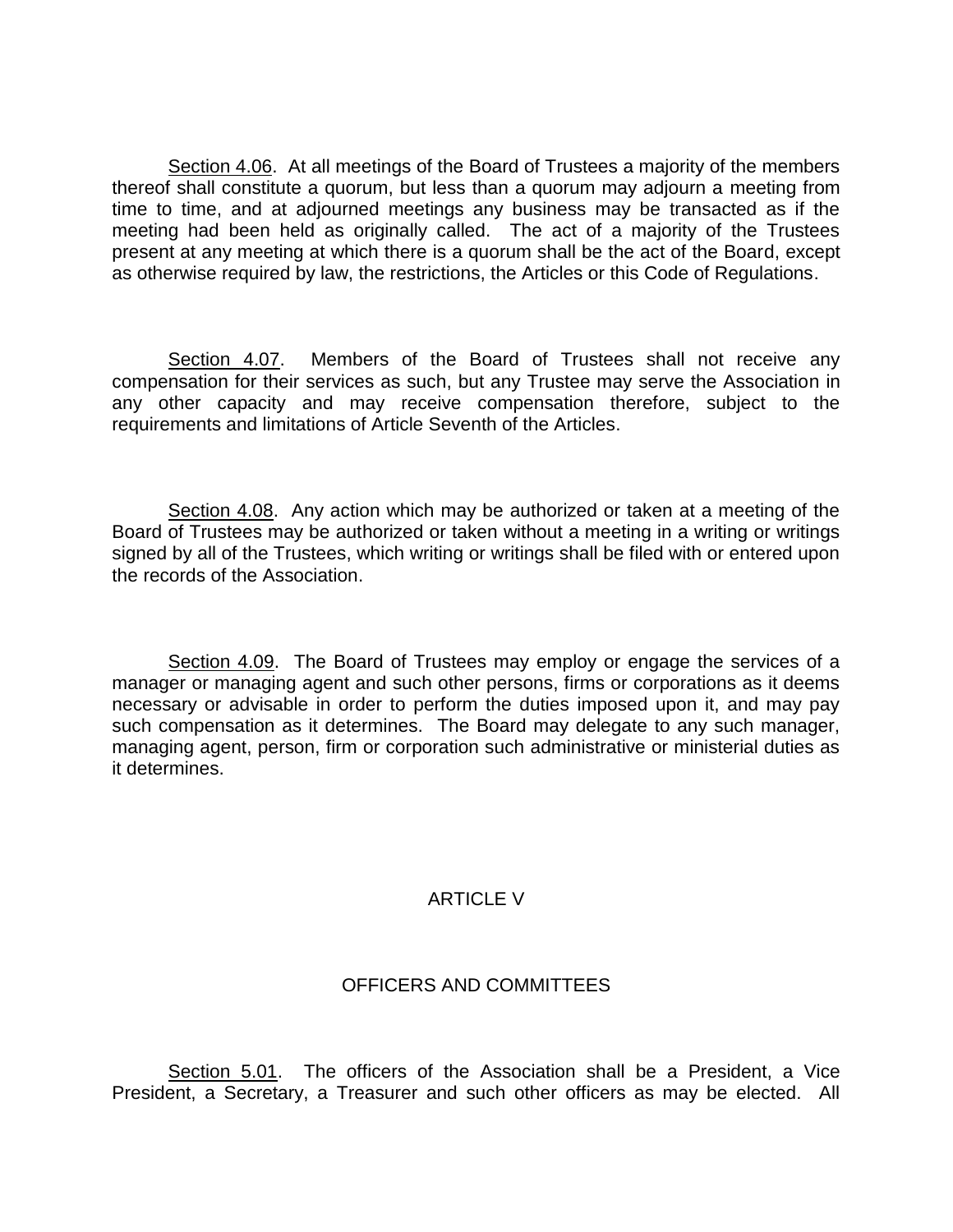Section 4.06. At all meetings of the Board of Trustees a majority of the members thereof shall constitute a quorum, but less than a quorum may adjourn a meeting from time to time, and at adjourned meetings any business may be transacted as if the meeting had been held as originally called. The act of a majority of the Trustees present at any meeting at which there is a quorum shall be the act of the Board, except as otherwise required by law, the restrictions, the Articles or this Code of Regulations.

Section 4.07. Members of the Board of Trustees shall not receive any compensation for their services as such, but any Trustee may serve the Association in any other capacity and may receive compensation therefore, subject to the requirements and limitations of Article Seventh of the Articles.

Section 4.08. Any action which may be authorized or taken at a meeting of the Board of Trustees may be authorized or taken without a meeting in a writing or writings signed by all of the Trustees, which writing or writings shall be filed with or entered upon the records of the Association.

Section 4.09. The Board of Trustees may employ or engage the services of a manager or managing agent and such other persons, firms or corporations as it deems necessary or advisable in order to perform the duties imposed upon it, and may pay such compensation as it determines. The Board may delegate to any such manager, managing agent, person, firm or corporation such administrative or ministerial duties as it determines.

## ARTICLE V

## OFFICERS AND COMMITTEES

Section 5.01. The officers of the Association shall be a President, a Vice President, a Secretary, a Treasurer and such other officers as may be elected. All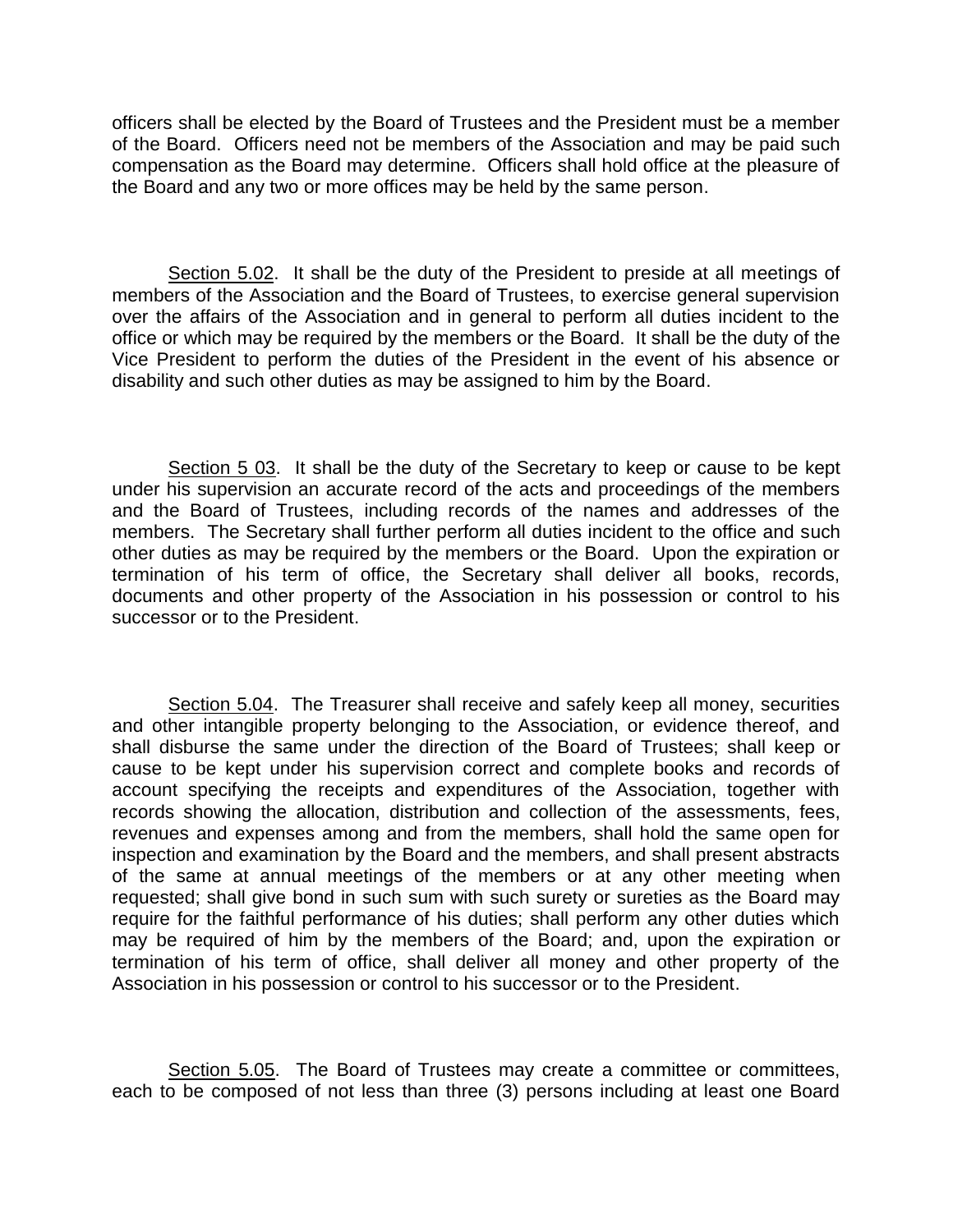officers shall be elected by the Board of Trustees and the President must be a member of the Board. Officers need not be members of the Association and may be paid such compensation as the Board may determine. Officers shall hold office at the pleasure of the Board and any two or more offices may be held by the same person.

<u>Section 5.02</u>. It shall be the duty of the President to preside at all meetings of members of the Association and the Board of Trustees, to exercise general supervision over the affairs of the Association and in general to perform all duties incident to the office or which may be required by the members or the Board. It shall be the duty of the Vice President to perform the duties of the President in the event of his absence or disability and such other duties as may be assigned to him by the Board.

<u>Section 5 03</u>. It shall be the duty of the Secretary to keep or cause to be kept under his supervision an accurate record of the acts and proceedings of the members and the Board of Trustees, including records of the names and addresses of the members. The Secretary shall further perform all duties incident to the office and such other duties as may be required by the members or the Board. Upon the expiration or termination of his term of office, the Secretary shall deliver all books, records, documents and other property of the Association in his possession or control to his successor or to the President.

<u>Section 5.04</u>. The Treasurer shall receive and safely keep all money, securities and other intangible property belonging to the Association, or evidence thereof, and shall disburse the same under the direction of the Board of Trustees; shall keep or cause to be kept under his supervision correct and complete books and records of account specifying the receipts and expenditures of the Association, together with records showing the allocation, distribution and collection of the assessments, fees, revenues and expenses among and from the members, shall hold the same open for inspection and examination by the Board and the members, and shall present abstracts of the same at annual meetings of the members or at any other meeting when requested; shall give bond in such sum with such surety or sureties as the Board may require for the faithful performance of his duties; shall perform any other duties which may be required of him by the members of the Board; and, upon the expiration or termination of his term of office, shall deliver all money and other property of the Association in his possession or control to his successor or to the President.

<u>Section 5.05</u>. The Board of Trustees may create a committee or committees, each to be composed of not less than three (3) persons including at least one Board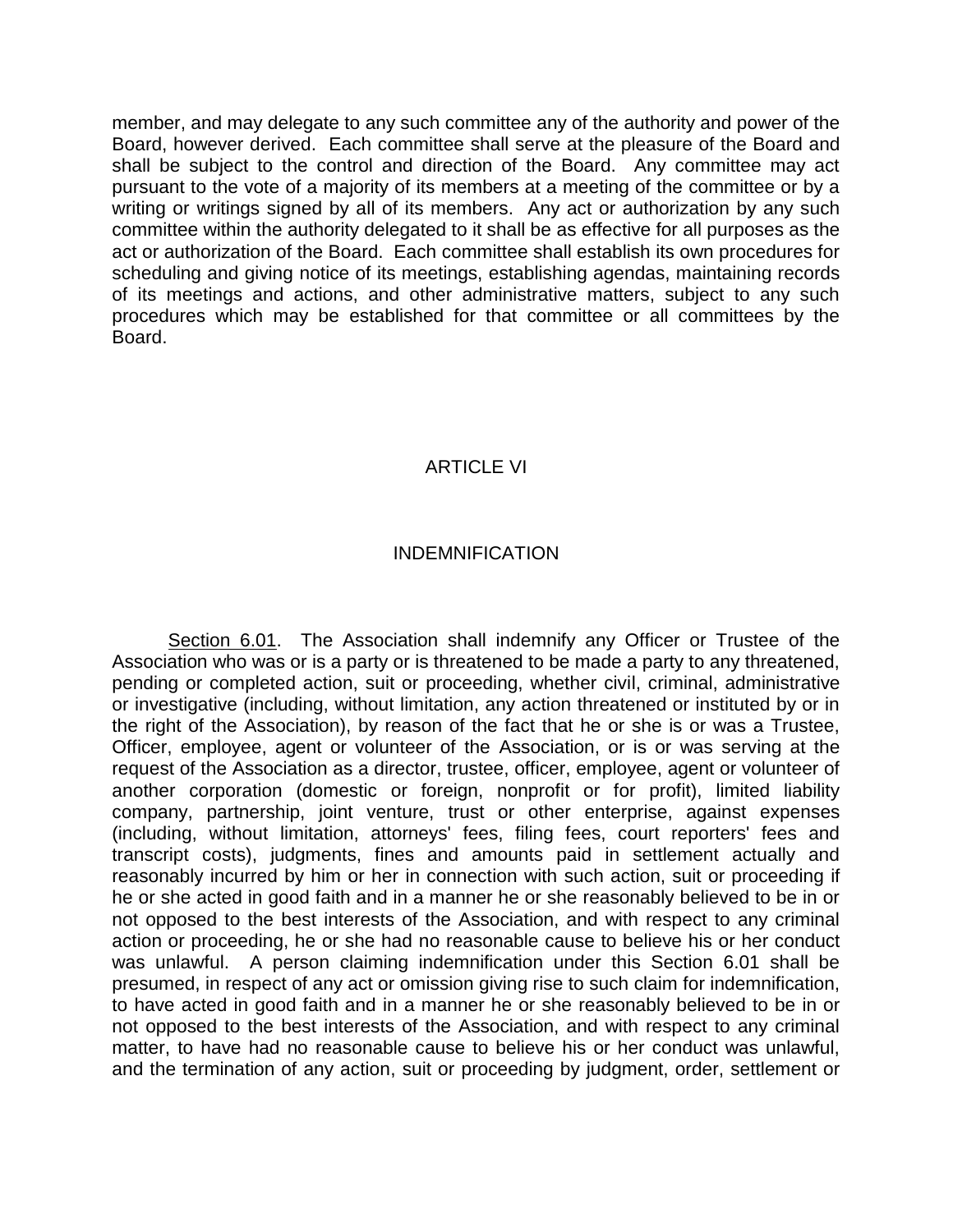member, and may delegate to any such committee any of the authority and power of the Board, however derived. Each committee shall serve at the pleasure of the Board and shall be subject to the control and direction of the Board. Any committee may act pursuant to the vote of a majority of its members at a meeting of the committee or by a writing or writings signed by all of its members. Any act or authorization by any such committee within the authority delegated to it shall be as effective for all purposes as the act or authorization of the Board. Each committee shall establish its own procedures for scheduling and giving notice of its meetings, establishing agendas, maintaining records of its meetings and actions, and other administrative matters, subject to any such procedures which may be established for that committee or all committees by the Board.

## ARTICLE VI

## INDEMNIFICATION

Section 6.01. The Association shall indemnify any Officer or Trustee of the Association who was or is a party or is threatened to be made a party to any threatened, pending or completed action, suit or proceeding, whether civil, criminal, administrative or investigative (including, without limitation, any action threatened or instituted by or in the right of the Association), by reason of the fact that he or she is or was a Trustee, Officer, employee, agent or volunteer of the Association, or is or was serving at the request of the Association as a director, trustee, officer, employee, agent or volunteer of another corporation (domestic or foreign, nonprofit or for profit), limited liability company, partnership, joint venture, trust or other enterprise, against expenses (including, without limitation, attorneys' fees, filing fees, court reporters' fees and transcript costs), judgments, fines and amounts paid in settlement actually and reasonably incurred by him or her in connection with such action, suit or proceeding if he or she acted in good faith and in a manner he or she reasonably believed to be in or not opposed to the best interests of the Association, and with respect to any criminal action or proceeding, he or she had no reasonable cause to believe his or her conduct was unlawful. A person claiming indemnification under this Section 6.01 shall be presumed, in respect of any act or omission giving rise to such claim for indemnification, to have acted in good faith and in a manner he or she reasonably believed to be in or not opposed to the best interests of the Association, and with respect to any criminal matter, to have had no reasonable cause to believe his or her conduct was unlawful, and the termination of any action, suit or proceeding by judgment, order, settlement or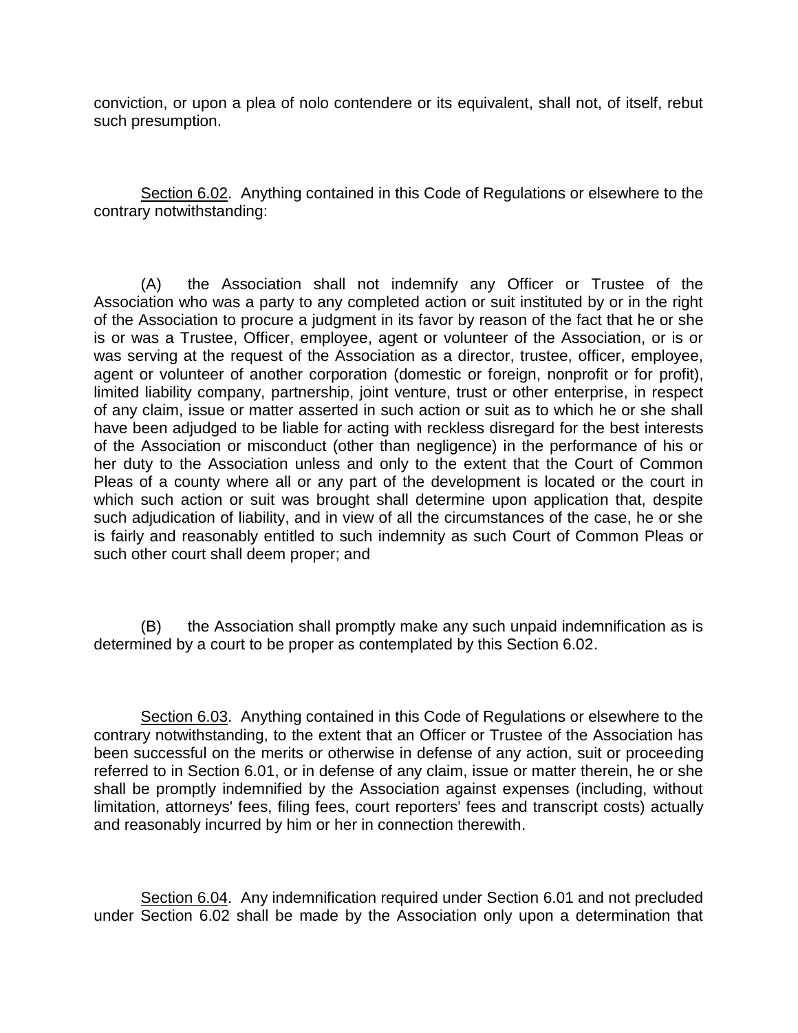conviction, or upon a plea of nolo contendere or its equivalent, shall not, of itself, rebut such presumption.

<u>Section 6.02</u>. Anything contained in this Code of Regulations or elsewhere to the contrary notwithstanding:

(A) the Association shall not indemnify any Officer or Trustee of the Association who was a party to any completed action or suit instituted by or in the right of the Association to procure a judgment in its favor by reason of the fact that he or she is or was a Trustee, Officer, employee, agent or volunteer of the Association, or is or was serving at the request of the Association as a director, trustee, officer, employee, agent or volunteer of another corporation (domestic or foreign, nonprofit or for profit), limited liability company, partnership, joint venture, trust or other enterprise, in respect of any claim, issue or matter asserted in such action or suit as to which he or she shall have been adjudged to be liable for acting with reckless disregard for the best interests of the Association or misconduct (other than negligence) in the performance of his or her duty to the Association unless and only to the extent that the Court of Common Pleas of a county where all or any part of the development is located or the court in which such action or suit was brought shall determine upon application that, despite such adjudication of liability, and in view of all the circumstances of the case, he or she is fairly and reasonably entitled to such indemnity as such Court of Common Pleas or such other court shall deem proper; and

(B) the Association shall promptly make any such unpaid indemnification as is determined by a court to be proper as contemplated by this Section 6.02.

<u>Section 6.03</u>. Anything contained in this Code of Regulations or elsewhere to the contrary notwithstanding, to the extent that an Officer or Trustee of the Association has been successful on the merits or otherwise in defense of any action, suit or proceeding referred to in Section 6.01, or in defense of any claim, issue or matter therein, he or she shall be promptly indemnified by the Association against expenses (including, without limitation, attorneys' fees, filing fees, court reporters' fees and transcript costs) actually and reasonably incurred by him or her in connection therewith.

<u>Section 6.04</u>. Any indemnification required under Section 6.01 and not precluded under Section 6.02 shall be made by the Association only upon a determination that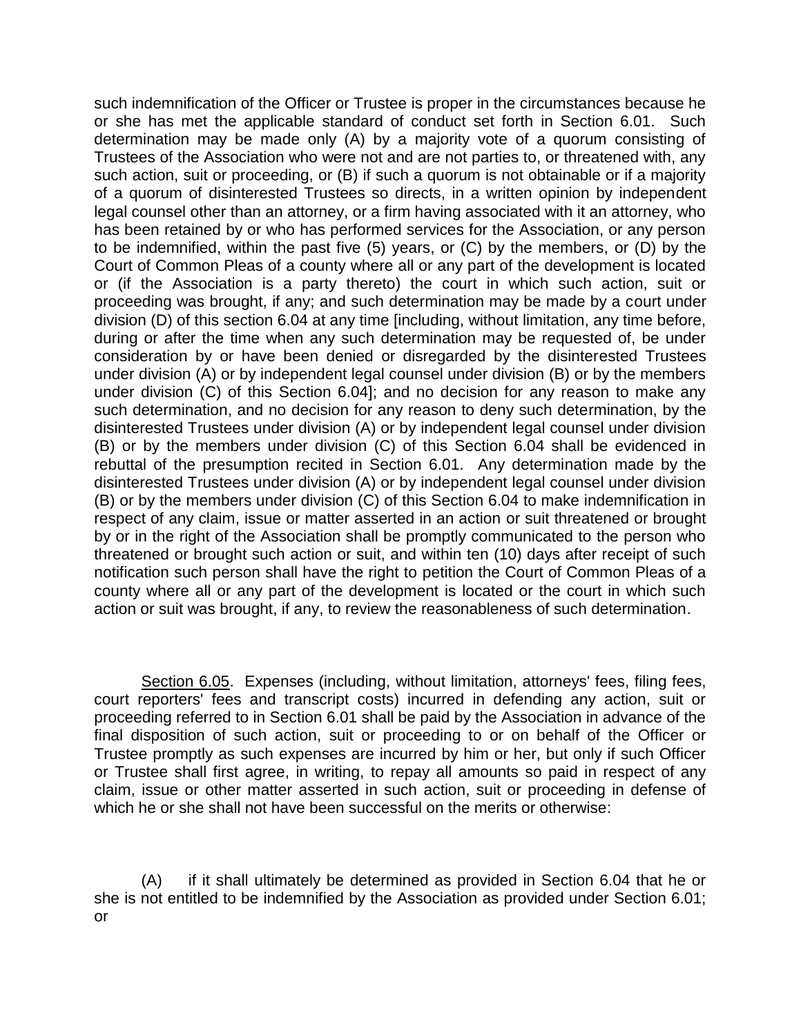such indemnification of the Officer or Trustee is proper in the circumstances because he or she has met the applicable standard of conduct set forth in Section 6.01. Such determination may be made only (A) by a majority vote of a quorum consisting of Trustees of the Association who were not and are not parties to, or threatened with, any such action, suit or proceeding, or (B) if such a quorum is not obtainable or if a majority of a quorum of disinterested Trustees so directs, in a written opinion by independent legal counsel other than an attorney, or a firm having associated with it an attorney, who has been retained by or who has performed services for the Association, or any person to be indemnified, within the past five (5) years, or (C) by the members, or (D) by the Court of Common Pleas of a county where all or any part of the development is located or (if the Association is a party thereto) the court in which such action, suit or proceeding was brought, if any; and such determination may be made by a court under division (D) of this section 6.04 at any time [including, without limitation, any time before, during or after the time when any such determination may be requested of, be under consideration by or have been denied or disregarded by the disinterested Trustees under division (A) or by independent legal counsel under division (B) or by the members under division (C) of this Section 6.04]; and no decision for any reason to make any such determination, and no decision for any reason to deny such determination, by the disinterested Trustees under division (A) or by independent legal counsel under division (B) or by the members under division (C) of this Section 6.04 shall be evidenced in rebuttal of the presumption recited in Section 6.01. Any determination made by the disinterested Trustees under division (A) or by independent legal counsel under division (B) or by the members under division (C) of this Section 6.04 to make indemnification in respect of any claim, issue or matter asserted in an action or suit threatened or brought by or in the right of the Association shall be promptly communicated to the person who threatened or brought such action or suit, and within ten (10) days after receipt of such notification such person shall have the right to petition the Court of Common Pleas of a county where all or any part of the development is located or the court in which such action or suit was brought, if any, to review the reasonableness of such determination.

Section 6.05. Expenses (including, without limitation, attorneys' fees, filing fees, court reporters' fees and transcript costs) incurred in defending any action, suit or proceeding referred to in Section 6.01 shall be paid by the Association in advance of the final disposition of such action, suit or proceeding to or on behalf of the Officer or Trustee promptly as such expenses are incurred by him or her, but only if such Officer or Trustee shall first agree, in writing, to repay all amounts so paid in respect of any claim, issue or other matter asserted in such action, suit or proceeding in defense of which he or she shall not have been successful on the merits or otherwise:

(A) if it shall ultimately be determined as provided in Section 6.04 that he or she is not entitled to be indemnified by the Association as provided under Section 6.01; or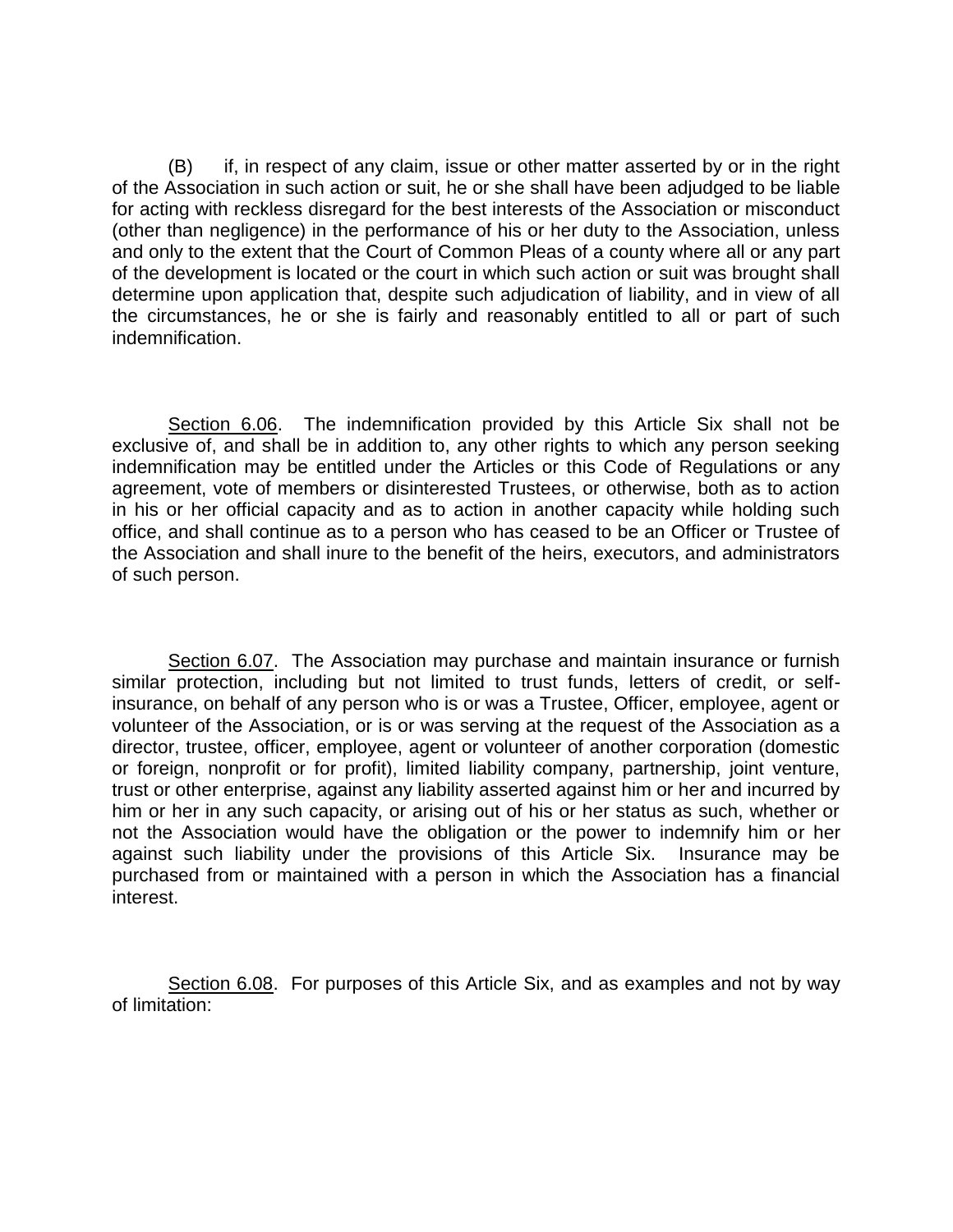(B) if, in respect of any claim, issue or other matter asserted by or in the right of the Association in such action or suit, he or she shall have been adjudged to be liable for acting with reckless disregard for the best interests of the Association or misconduct (other than negligence) in the performance of his or her duty to the Association, unless and only to the extent that the Court of Common Pleas of a county where all or any part of the development is located or the court in which such action or suit was brought shall determine upon application that, despite such adjudication of liability, and in view of all the circumstances, he or she is fairly and reasonably entitled to all or part of such indemnification.

Section 6.06. The indemnification provided by this Article Six shall not be exclusive of, and shall be in addition to, any other rights to which any person seeking indemnification may be entitled under the Articles or this Code of Regulations or any agreement, vote of members or disinterested Trustees, or otherwise, both as to action in his or her official capacity and as to action in another capacity while holding such office, and shall continue as to a person who has ceased to be an Officer or Trustee of the Association and shall inure to the benefit of the heirs, executors, and administrators of such person.

Section 6.07. The Association may purchase and maintain insurance or furnish similar protection, including but not limited to trust funds, letters of credit, or self-insurance, on behalf of any person who is or was a Trustee, Officer, employee, agent or volunteer of the Association, or is or was serving at the request of the Association as a director, trustee, officer, employee, agent or volunteer of another corporation (domestic or foreign, nonprofit or for profit), limited liability company, partnership, joint venture, trust or other enterprise, against any liability asserted against him or her and incurred by him or her in any such capacity, or arising out of his or her status as such, whether or not the Association would have the obligation or the power to indemnify him or her against such liability under the provisions of this Article Six. Insurance may be purchased from or maintained with a person in which the Association has a financial interest.

Section 6.08. For purposes of this Article Six, and as examples and not by way of limitation: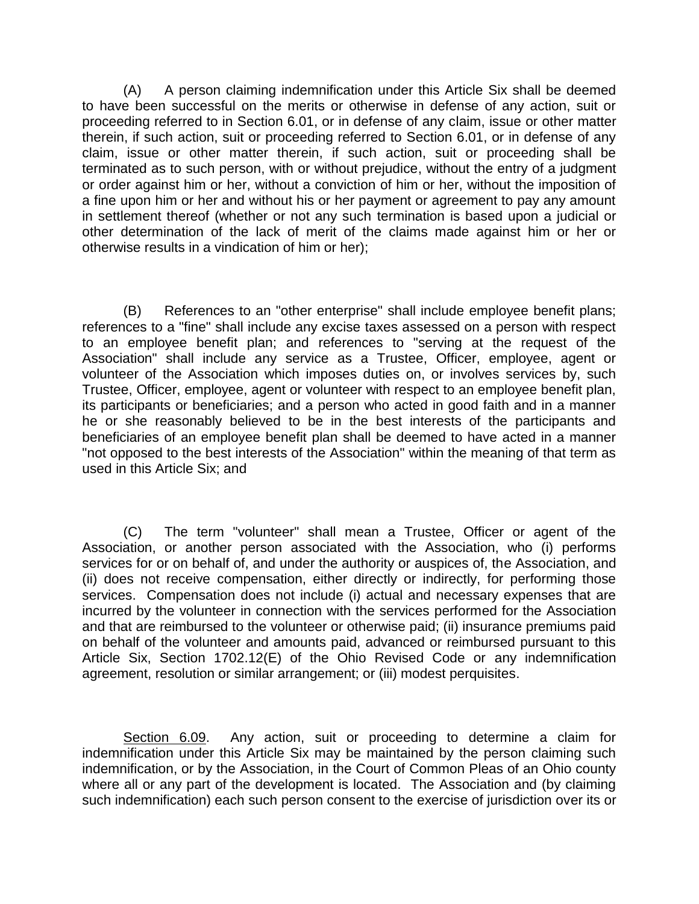(A) A person claiming indemnification under this Article Six shall be deemed to have been successful on the merits or otherwise in defense of any action, suit or proceeding referred to in Section 6.01, or in defense of any claim, issue or other matter therein, if such action, suit or proceeding referred to Section 6.01, or in defense of any claim, issue or other matter therein, if such action, suit or proceeding shall be terminated as to such person, with or without prejudice, without the entry of a judgment or order against him or her, without a conviction of him or her, without the imposition of a fine upon him or her and without his or her payment or agreement to pay any amount in settlement thereof (whether or not any such termination is based upon a judicial or other determination of the lack of merit of the claims made against him or her or otherwise results in a vindication of him or her);

(B) References to an "other enterprise" shall include employee benefit plans; references to a "fine" shall include any excise taxes assessed on a person with respect to an employee benefit plan; and references to "serving at the request of the Association" shall include any service as a Trustee, Officer, employee, agent or volunteer of the Association which imposes duties on, or involves services by, such Trustee, Officer, employee, agent or volunteer with respect to an employee benefit plan, its participants or beneficiaries; and a person who acted in good faith and in a manner he or she reasonably believed to be in the best interests of the participants and beneficiaries of an employee benefit plan shall be deemed to have acted in a manner "not opposed to the best interests of the Association" within the meaning of that term as used in this Article Six; and

(C) The term "volunteer" shall mean a Trustee, Officer or agent of the Association, or another person associated with the Association, who (i) performs services for or on behalf of, and under the authority or auspices of, the Association, and (ii) does not receive compensation, either directly or indirectly, for performing those services. Compensation does not include (i) actual and necessary expenses that are incurred by the volunteer in connection with the services performed for the Association and that are reimbursed to the volunteer or otherwise paid; (ii) insurance premiums paid on behalf of the volunteer and amounts paid, advanced or reimbursed pursuant to this Article Six, Section 1702.12(E) of the Ohio Revised Code or any indemnification agreement, resolution or similar arrangement; or (iii) modest perquisites.

Section 6.09. Any action, suit or proceeding to determine a claim for indemnification under this Article Six may be maintained by the person claiming such indemnification, or by the Association, in the Court of Common Pleas of an Ohio county where all or any part of the development is located. The Association and (by claiming such indemnification) each such person consent to the exercise of jurisdiction over its or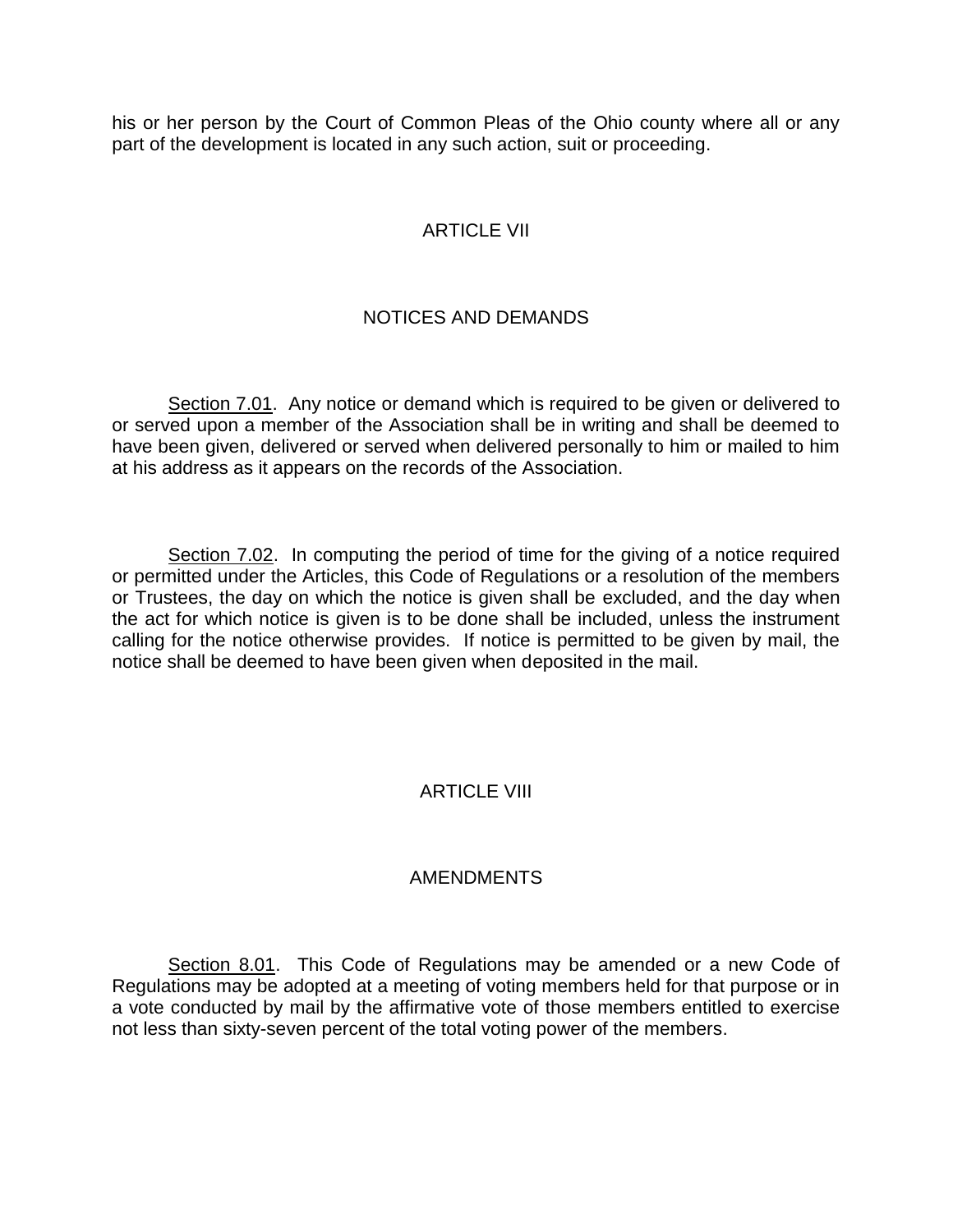his or her person by the Court of Common Pleas of the Ohio county where all or any part of the development is located in any such action, suit or proceeding.

## ARTICLE VII

## NOTICES AND DEMANDS

Section 7.01. Any notice or demand which is required to be given or delivered to or served upon a member of the Association shall be in writing and shall be deemed to have been given, delivered or served when delivered personally to him or mailed to him at his address as it appears on the records of the Association.

Section 7.02. In computing the period of time for the giving of a notice required or permitted under the Articles, this Code of Regulations or a resolution of the members or Trustees, the day on which the notice is given shall be excluded, and the day when the act for which notice is given is to be done shall be included, unless the instrument calling for the notice otherwise provides. If notice is permitted to be given by mail, the notice shall be deemed to have been given when deposited in the mail.

## ARTICLE VIII

## AMENDMENTS

Section 8.01. This Code of Regulations may be amended or a new Code of Regulations may be adopted at a meeting of voting members held for that purpose or in a vote conducted by mail by the affirmative vote of those members entitled to exercise not less than sixty-seven percent of the total voting power of the members.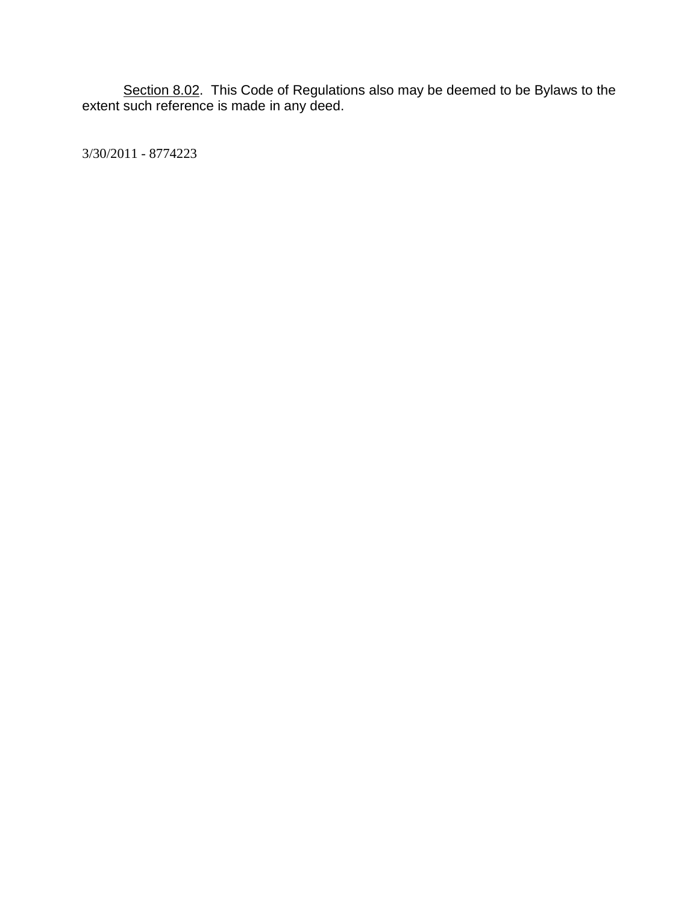Section 8.02. This Code of Regulations also may be deemed to be Bylaws to the extent such reference is made in any deed.

3/30/2011 - 8774223